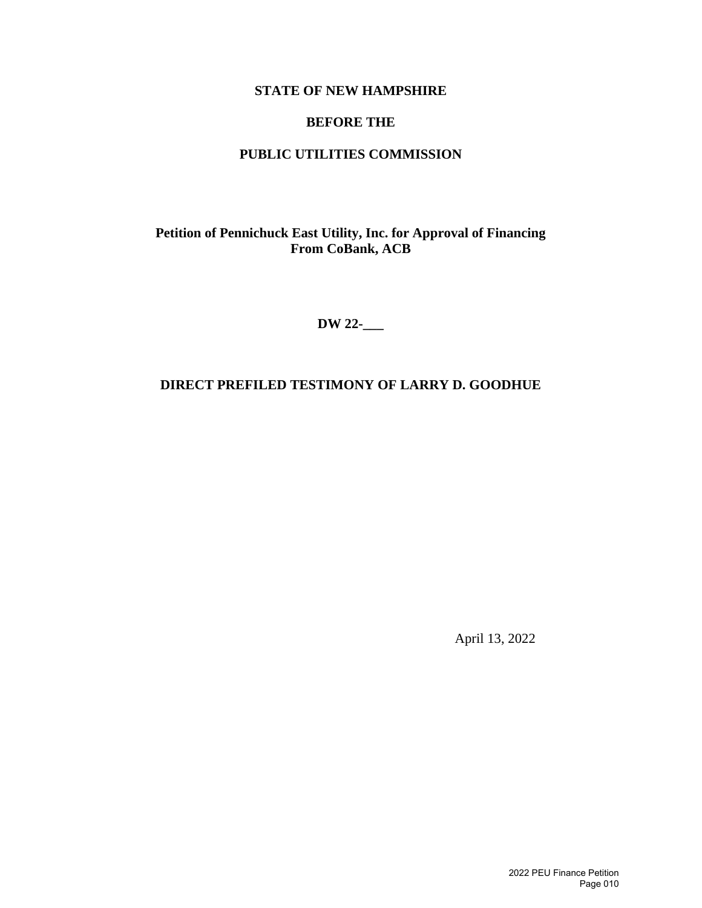**STATE OF NEW HAMPSHIRE**

**BEFORE THE**

**PUBLIC UTILITIES COMMISSION**

**Petition of Pennichuck East Utility, Inc. for Approval of Financing From CoBank, ACB**

**DW 22-___**

**DIRECT PREFILED TESTIMONY OF LARRY D. GOODHUE**

April 13, 2022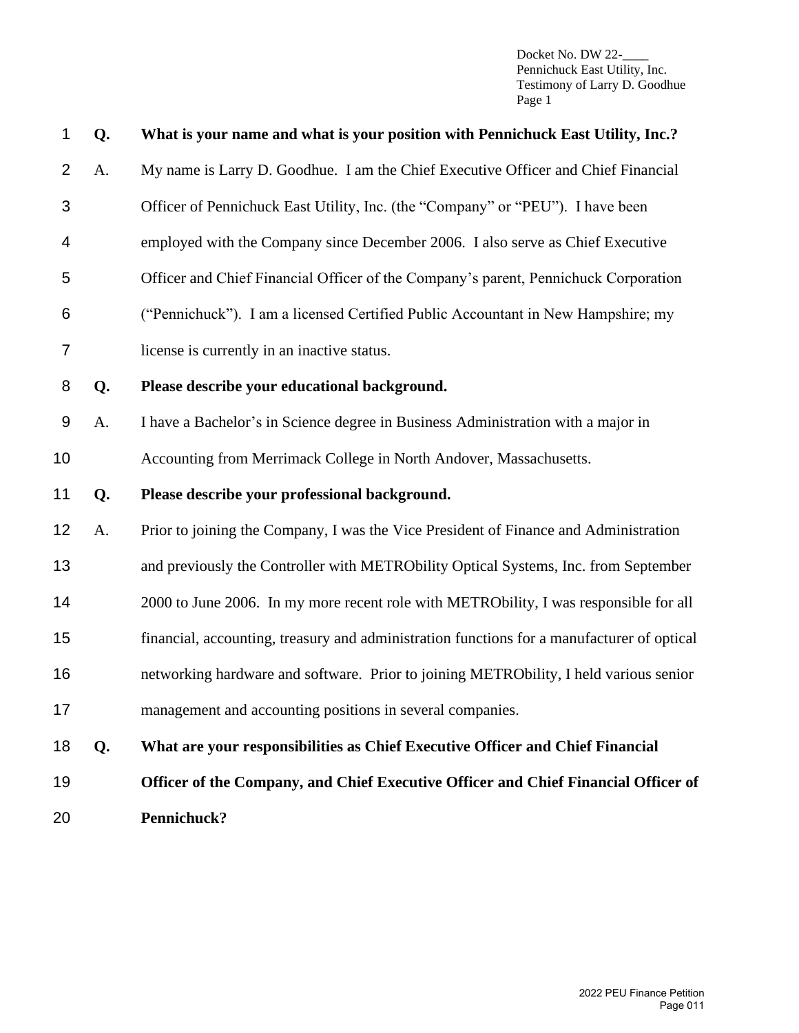**Q. What is your name and what is your position with Pennichuck East Utility, Inc.?**

A. My name is Larry D. Goodhue. I am the Chief Executive Officer and Chief Financial Officer of Pennichuck East Utility, Inc. (the "Company" or "PEU"). I have been employed with the Company since December 2006. I also serve as Chief Executive Officer and Chief Financial Officer of the Company's parent, Pennichuck Corporation ("Pennichuck"). I am a licensed Certified Public Accountant in New Hampshire; my license is currently in an inactive status.

**Q. Please describe your educational background.**

A. I have a Bachelor's in Science degree in Business Administration with a major in Accounting from Merrimack College in North Andover, Massachusetts.

**Q. Please describe your professional background.**

A. Prior to joining the Company, I was the Vice President of Finance and Administration and previously the Controller with METRObility Optical Systems, Inc. from September 2000 to June 2006. In my more recent role with METRObility, I was responsible for all financial, accounting, treasury and administration functions for a manufacturer of optical networking hardware and software. Prior to joining METRObility, I held various senior management and accounting positions in several companies.

**Q. What are your responsibilities as Chief Executive Officer and Chief Financial Officer of the Company, and Chief Executive Officer and Chief Financial Officer of Pennichuck?**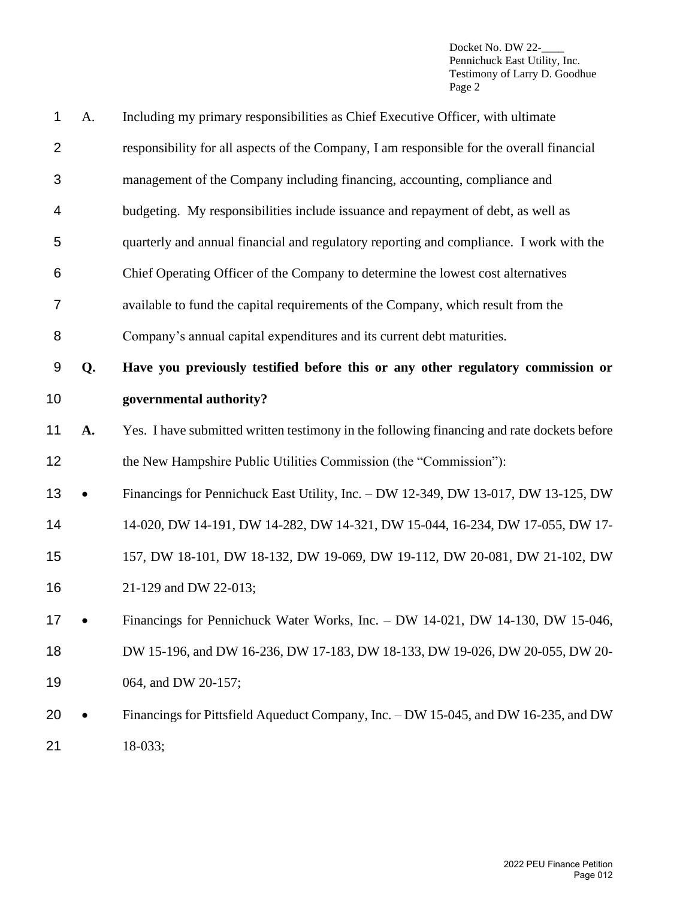A. Including my primary responsibilities as Chief Executive Officer, with ultimate responsibility for all aspects of the Company, I am responsible for the overall financial management of the Company including financing, accounting, compliance and budgeting. My responsibilities include issuance and repayment of debt, as well as quarterly and annual financial and regulatory reporting and compliance. I work with the Chief Operating Officer of the Company to determine the lowest cost alternatives available to fund the capital requirements of the Company, which result from the Company's annual capital expenditures and its current debt maturities.

**Q. Have you previously testified before this or any other regulatory commission or governmental authority?**

**A.** Yes. I have submitted written testimony in the following financing and rate dockets before the New Hampshire Public Utilities Commission (the "Commission"):

- Financings for Pennichuck East Utility, Inc. – DW 12-349, DW 13-017, DW 13-125, DW 14-020, DW 14-191, DW 14-282, DW 14-321, DW 15-044, 16-234, DW 17-055, DW 17-157, DW 18-101, DW 18-132, DW 19-069, DW 19-112, DW 20-081, DW 21-102, DW 21-129 and DW 22-013;
- Financings for Pennichuck Water Works, Inc. – DW 14-021, DW 14-130, DW 15-046, DW 15-196, and DW 16-236, DW 17-183, DW 18-133, DW 19-026, DW 20-055, DW 20-064, and DW 20-157;
- Financings for Pittsfield Aqueduct Company, Inc. – DW 15-045, and DW 16-235, and DW 18-033;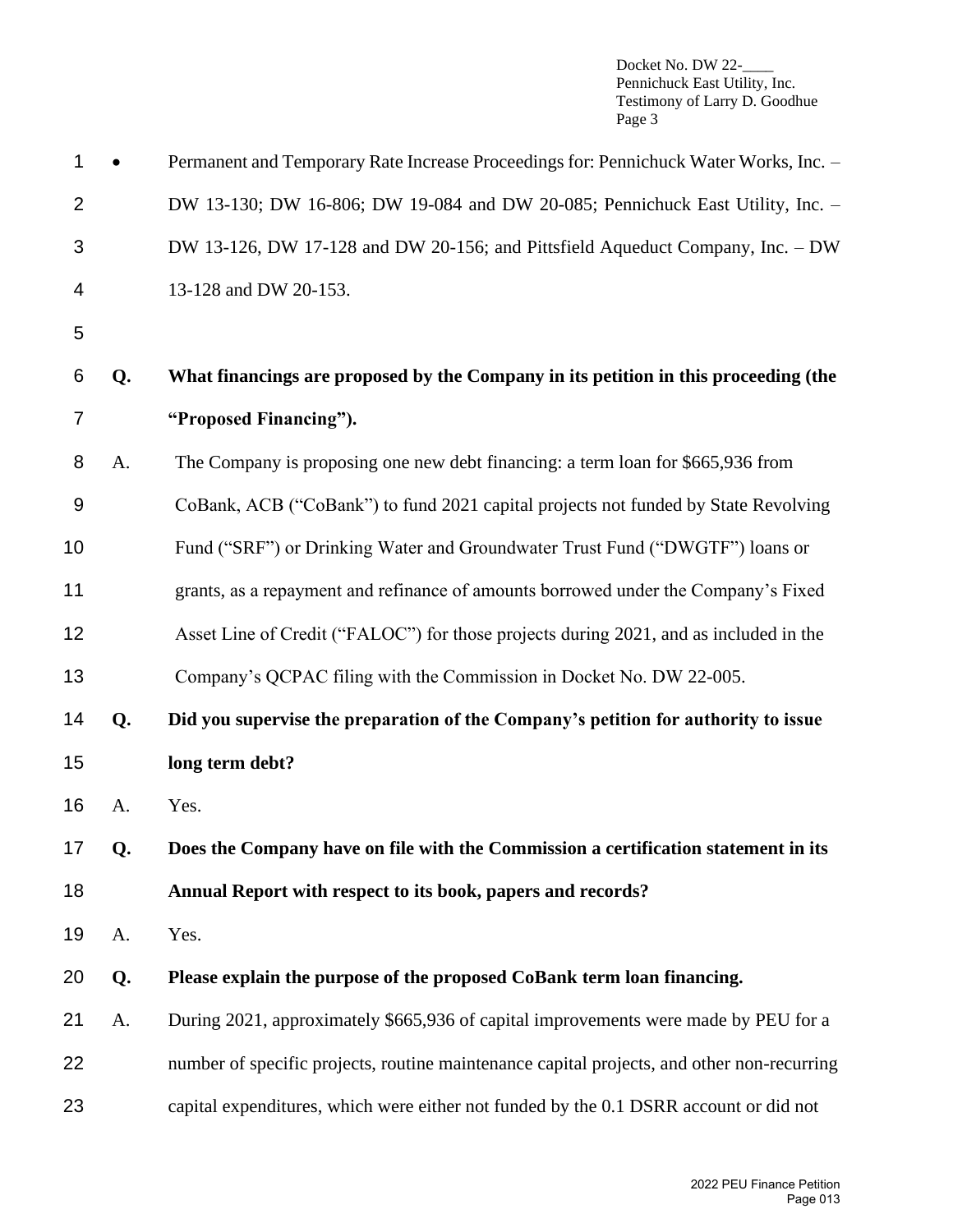- Permanent and Temporary Rate Increase Proceedings for: Pennichuck Water Works, Inc. – DW 13-130; DW 16-806; DW 19-084 and DW 20-085; Pennichuck East Utility, Inc. – DW 13-126, DW 17-128 and DW 20-156; and Pittsfield Aqueduct Company, Inc. – DW 13-128 and DW 20-153.

**Q. What financings are proposed by the Company in its petition in this proceeding (the "Proposed Financing").**

A. The Company is proposing one new debt financing: a term loan for $665,936 from CoBank, ACB ("CoBank") to fund 2021 capital projects not funded by State Revolving Fund ("SRF") or Drinking Water and Groundwater Trust Fund ("DWGTF") loans or grants, as a repayment and refinance of amounts borrowed under the Company's Fixed Asset Line of Credit ("FALOC") for those projects during 2021, and as included in the Company's QCPAC filing with the Commission in Docket No. DW 22-005.

**Q. Did you supervise the preparation of the Company's petition for authority to issue long term debt?**

A. Yes.

**Q. Does the Company have on file with the Commission a certification statement in its Annual Report with respect to its book, papers and records?**

A. Yes.

**Q. Please explain the purpose of the proposed CoBank term loan financing.**

A. During 2021, approximately $665,936 of capital improvements were made by PEU for a number of specific projects, routine maintenance capital projects, and other non-recurring capital expenditures, which were either not funded by the 0.1 DSRR account or did not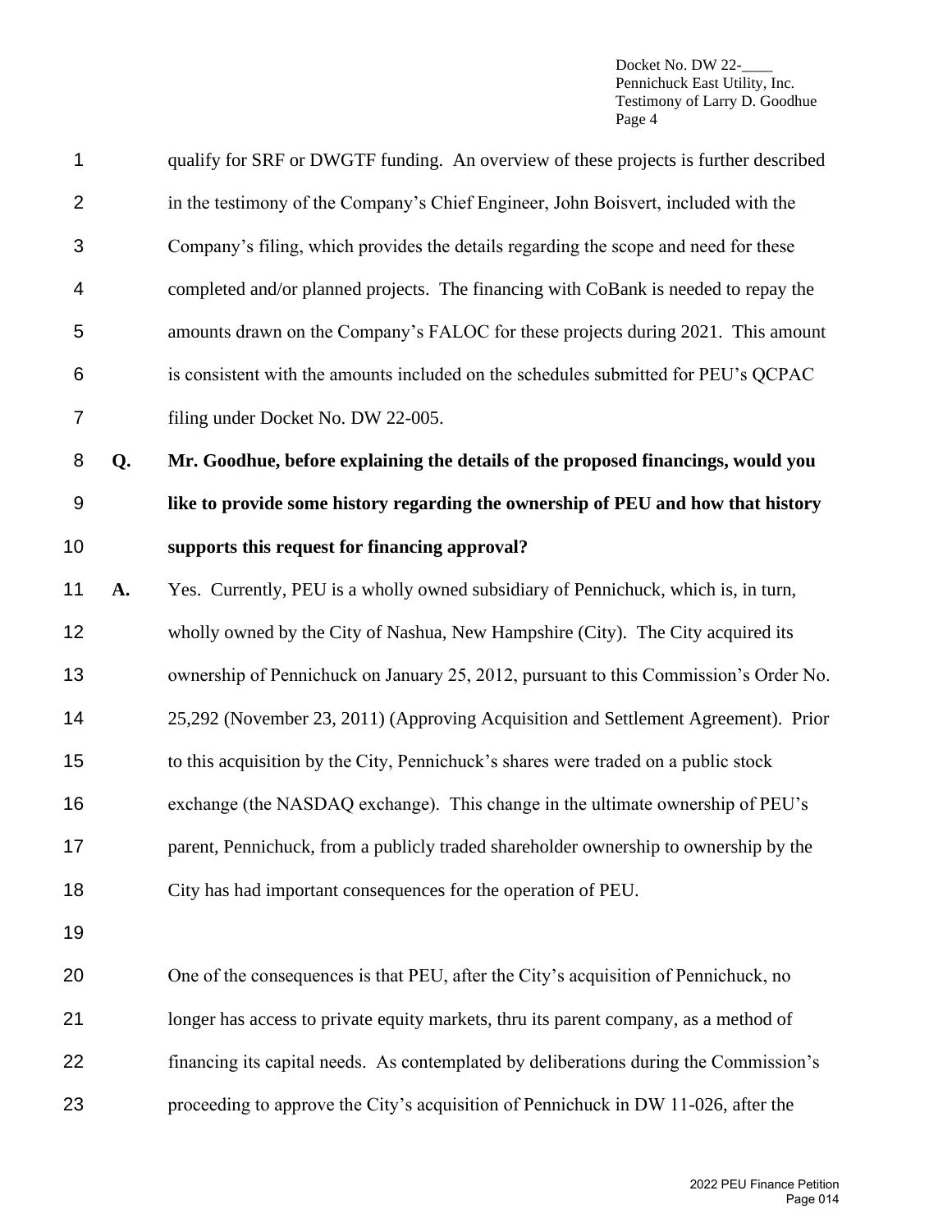qualify for SRF or DWGTF funding. An overview of these projects is further described in the testimony of the Company's Chief Engineer, John Boisvert, included with the Company's filing, which provides the details regarding the scope and need for these completed and/or planned projects. The financing with CoBank is needed to repay the amounts drawn on the Company's FALOC for these projects during 2021. This amount is consistent with the amounts included on the schedules submitted for PEU's QCPAC filing under Docket No. DW 22-005.

**Q. Mr. Goodhue, before explaining the details of the proposed financings, would you like to provide some history regarding the ownership of PEU and how that history supports this request for financing approval?**

**A.** Yes. Currently, PEU is a wholly owned subsidiary of Pennichuck, which is, in turn, wholly owned by the City of Nashua, New Hampshire (City). The City acquired its ownership of Pennichuck on January 25, 2012, pursuant to this Commission's Order No. 25,292 (November 23, 2011) (Approving Acquisition and Settlement Agreement). Prior to this acquisition by the City, Pennichuck's shares were traded on a public stock exchange (the NASDAQ exchange). This change in the ultimate ownership of PEU's parent, Pennichuck, from a publicly traded shareholder ownership to ownership by the City has had important consequences for the operation of PEU.

One of the consequences is that PEU, after the City's acquisition of Pennichuck, no longer has access to private equity markets, thru its parent company, as a method of financing its capital needs. As contemplated by deliberations during the Commission's proceeding to approve the City's acquisition of Pennichuck in DW 11-026, after the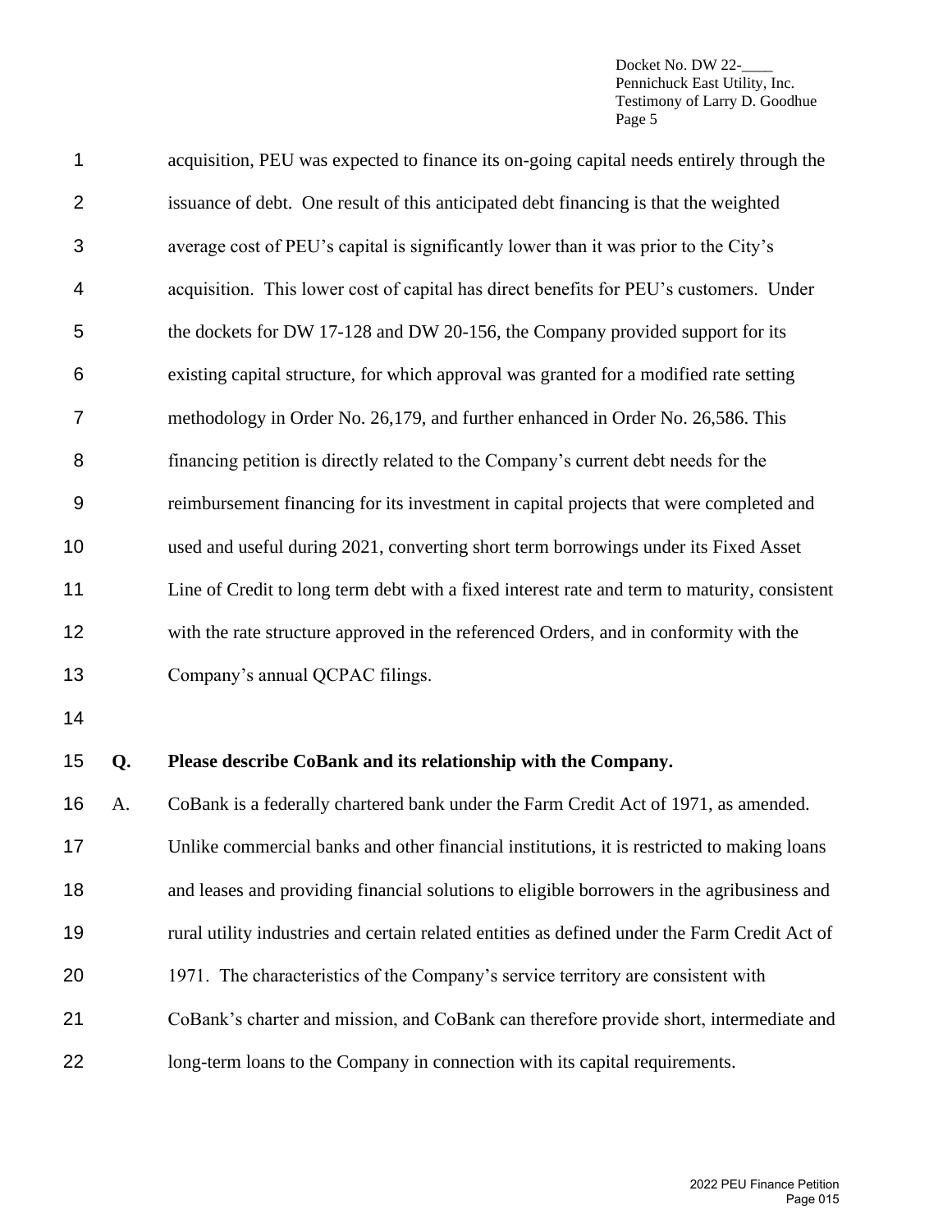acquisition, PEU was expected to finance its on-going capital needs entirely through the issuance of debt. One result of this anticipated debt financing is that the weighted average cost of PEU's capital is significantly lower than it was prior to the City's acquisition. This lower cost of capital has direct benefits for PEU's customers. Under the dockets for DW 17-128 and DW 20-156, the Company provided support for its existing capital structure, for which approval was granted for a modified rate setting methodology in Order No. 26,179, and further enhanced in Order No. 26,586. This financing petition is directly related to the Company's current debt needs for the reimbursement financing for its investment in capital projects that were completed and used and useful during 2021, converting short term borrowings under its Fixed Asset Line of Credit to long term debt with a fixed interest rate and term to maturity, consistent with the rate structure approved in the referenced Orders, and in conformity with the Company's annual QCPAC filings.

**Q. Please describe CoBank and its relationship with the Company.**

A. CoBank is a federally chartered bank under the Farm Credit Act of 1971, as amended. Unlike commercial banks and other financial institutions, it is restricted to making loans and leases and providing financial solutions to eligible borrowers in the agribusiness and rural utility industries and certain related entities as defined under the Farm Credit Act of 1971. The characteristics of the Company's service territory are consistent with CoBank's charter and mission, and CoBank can therefore provide short, intermediate and long-term loans to the Company in connection with its capital requirements.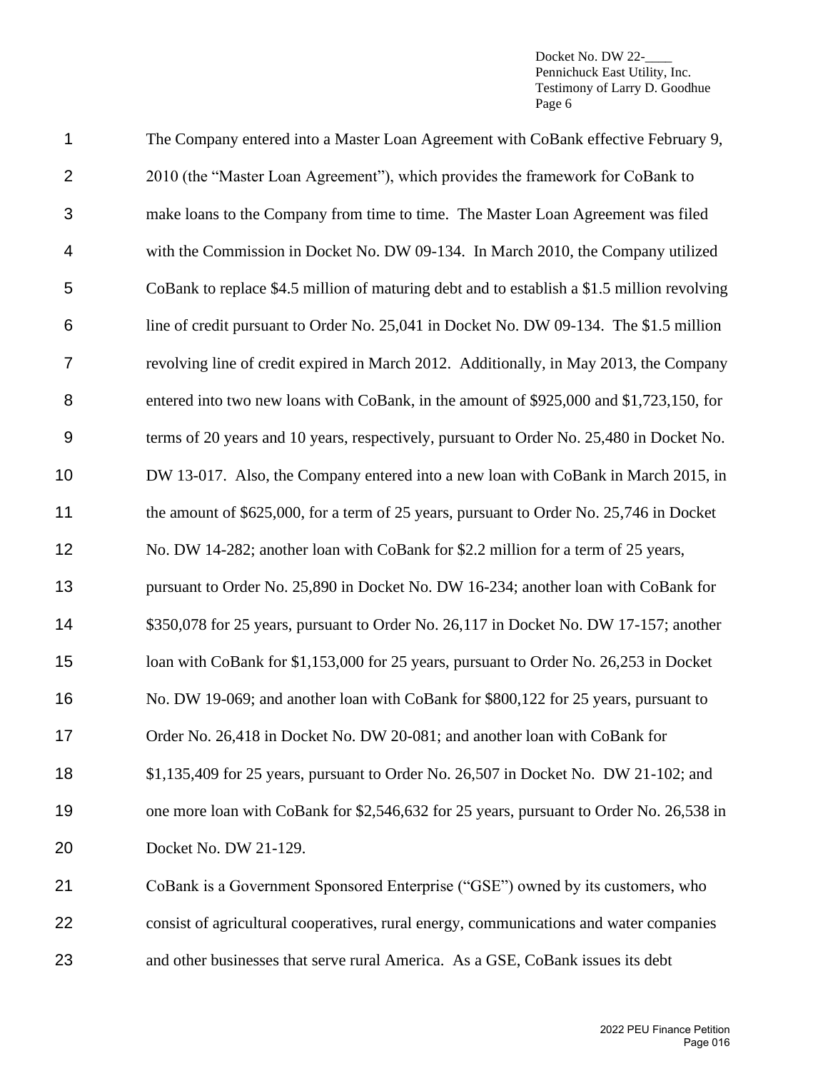The Company entered into a Master Loan Agreement with CoBank effective February 9, 2010 (the "Master Loan Agreement"), which provides the framework for CoBank to make loans to the Company from time to time. The Master Loan Agreement was filed with the Commission in Docket No. DW 09-134. In March 2010, the Company utilized CoBank to replace $4.5 million of maturing debt and to establish a $1.5 million revolving line of credit pursuant to Order No. 25,041 in Docket No. DW 09-134. The $1.5 million revolving line of credit expired in March 2012. Additionally, in May 2013, the Company entered into two new loans with CoBank, in the amount of $925,000 and $1,723,150, for terms of 20 years and 10 years, respectively, pursuant to Order No. 25,480 in Docket No. DW 13-017. Also, the Company entered into a new loan with CoBank in March 2015, in the amount of $625,000, for a term of 25 years, pursuant to Order No. 25,746 in Docket No. DW 14-282; another loan with CoBank for $2.2 million for a term of 25 years, pursuant to Order No. 25,890 in Docket No. DW 16-234; another loan with CoBank for $350,078 for 25 years, pursuant to Order No. 26,117 in Docket No. DW 17-157; another loan with CoBank for $1,153,000 for 25 years, pursuant to Order No. 26,253 in Docket No. DW 19-069; and another loan with CoBank for $800,122 for 25 years, pursuant to Order No. 26,418 in Docket No. DW 20-081; and another loan with CoBank for $1,135,409 for 25 years, pursuant to Order No. 26,507 in Docket No. DW 21-102; and one more loan with CoBank for $2,546,632 for 25 years, pursuant to Order No. 26,538 in Docket No. DW 21-129.

CoBank is a Government Sponsored Enterprise ("GSE") owned by its customers, who consist of agricultural cooperatives, rural energy, communications and water companies and other businesses that serve rural America. As a GSE, CoBank issues its debt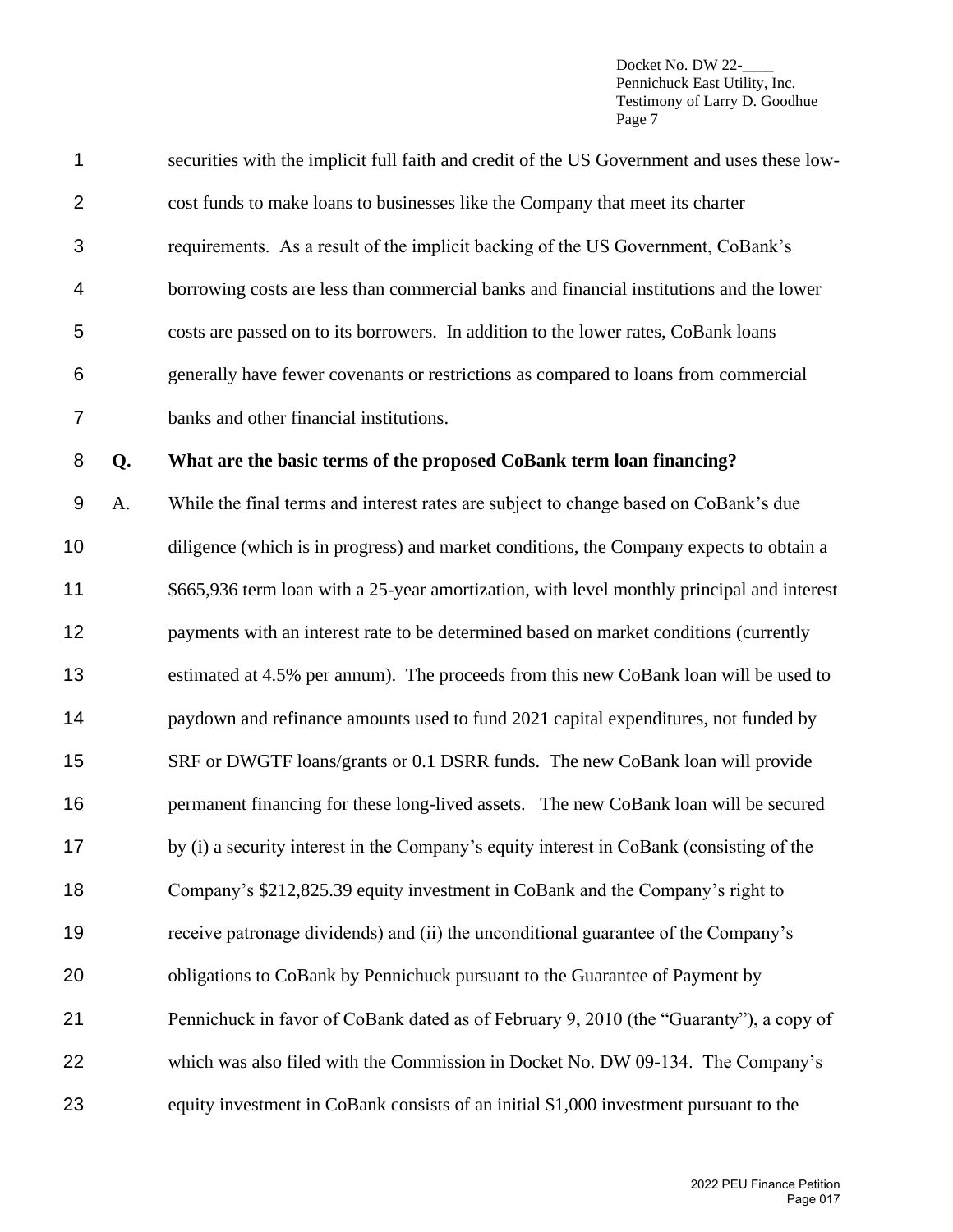securities with the implicit full faith and credit of the US Government and uses these low-cost funds to make loans to businesses like the Company that meet its charter requirements. As a result of the implicit backing of the US Government, CoBank's borrowing costs are less than commercial banks and financial institutions and the lower costs are passed on to its borrowers. In addition to the lower rates, CoBank loans generally have fewer covenants or restrictions as compared to loans from commercial banks and other financial institutions.

**Q. What are the basic terms of the proposed CoBank term loan financing?**

A. While the final terms and interest rates are subject to change based on CoBank's due diligence (which is in progress) and market conditions, the Company expects to obtain a $665,936 term loan with a 25-year amortization, with level monthly principal and interest payments with an interest rate to be determined based on market conditions (currently estimated at 4.5% per annum). The proceeds from this new CoBank loan will be used to paydown and refinance amounts used to fund 2021 capital expenditures, not funded by SRF or DWGTF loans/grants or 0.1 DSRR funds. The new CoBank loan will provide permanent financing for these long-lived assets. The new CoBank loan will be secured by (i) a security interest in the Company's equity interest in CoBank (consisting of the Company's $212,825.39 equity investment in CoBank and the Company's right to receive patronage dividends) and (ii) the unconditional guarantee of the Company's obligations to CoBank by Pennichuck pursuant to the Guarantee of Payment by Pennichuck in favor of CoBank dated as of February 9, 2010 (the "Guaranty"), a copy of which was also filed with the Commission in Docket No. DW 09-134. The Company's equity investment in CoBank consists of an initial $1,000 investment pursuant to the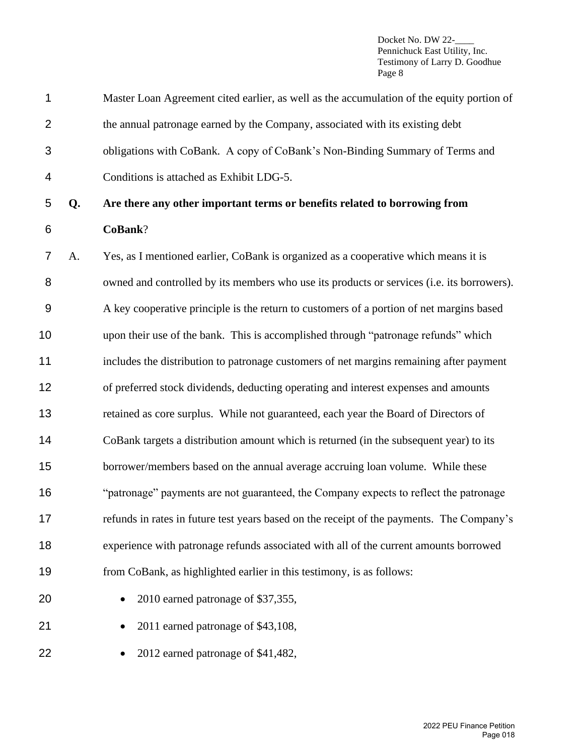Master Loan Agreement cited earlier, as well as the accumulation of the equity portion of the annual patronage earned by the Company, associated with its existing debt obligations with CoBank. A copy of CoBank's Non-Binding Summary of Terms and Conditions is attached as Exhibit LDG-5.

**Q. Are there any other important terms or benefits related to borrowing from CoBank?**

A. Yes, as I mentioned earlier, CoBank is organized as a cooperative which means it is owned and controlled by its members who use its products or services (i.e. its borrowers). A key cooperative principle is the return to customers of a portion of net margins based upon their use of the bank. This is accomplished through "patronage refunds" which includes the distribution to patronage customers of net margins remaining after payment of preferred stock dividends, deducting operating and interest expenses and amounts retained as core surplus. While not guaranteed, each year the Board of Directors of CoBank targets a distribution amount which is returned (in the subsequent year) to its borrower/members based on the annual average accruing loan volume. While these "patronage" payments are not guaranteed, the Company expects to reflect the patronage refunds in rates in future test years based on the receipt of the payments. The Company's experience with patronage refunds associated with all of the current amounts borrowed from CoBank, as highlighted earlier in this testimony, is as follows:

- 2010 earned patronage of $37,355,
- 2011 earned patronage of $43,108,
- 2012 earned patronage of $41,482,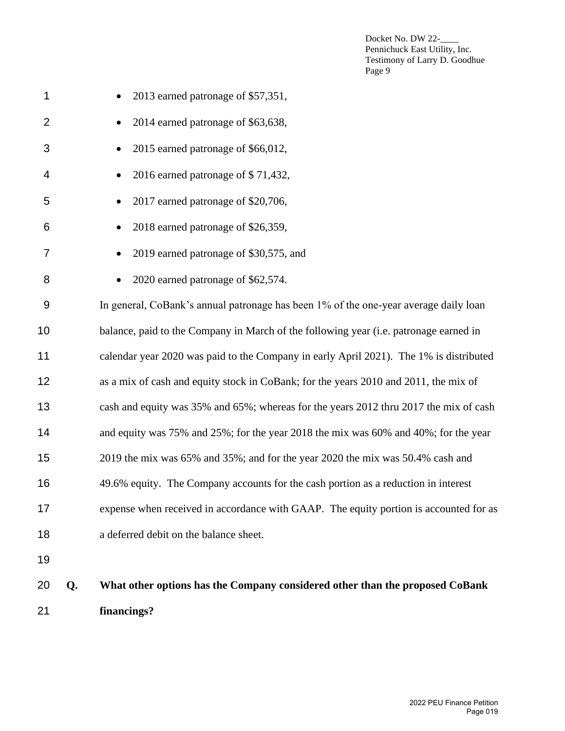- 2013 earned patronage of $57,351,
- 2014 earned patronage of $63,638,
- 2015 earned patronage of $66,012,
- 2016 earned patronage of $ 71,432,
- 2017 earned patronage of $20,706,
- 2018 earned patronage of $26,359,
- 2019 earned patronage of $30,575, and
- 2020 earned patronage of $62,574.

In general, CoBank's annual patronage has been 1% of the one-year average daily loan balance, paid to the Company in March of the following year (i.e. patronage earned in calendar year 2020 was paid to the Company in early April 2021). The 1% is distributed as a mix of cash and equity stock in CoBank; for the years 2010 and 2011, the mix of cash and equity was 35% and 65%; whereas for the years 2012 thru 2017 the mix of cash and equity was 75% and 25%; for the year 2018 the mix was 60% and 40%; for the year 2019 the mix was 65% and 35%; and for the year 2020 the mix was 50.4% cash and 49.6% equity. The Company accounts for the cash portion as a reduction in interest expense when received in accordance with GAAP. The equity portion is accounted for as a deferred debit on the balance sheet.

**Q. What other options has the Company considered other than the proposed CoBank financings?**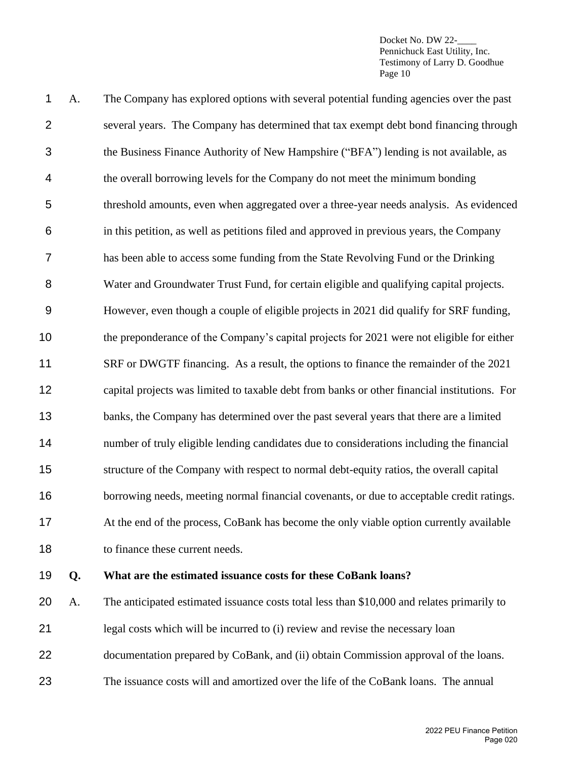A. The Company has explored options with several potential funding agencies over the past several years. The Company has determined that tax exempt debt bond financing through the Business Finance Authority of New Hampshire ("BFA") lending is not available, as the overall borrowing levels for the Company do not meet the minimum bonding threshold amounts, even when aggregated over a three-year needs analysis. As evidenced in this petition, as well as petitions filed and approved in previous years, the Company has been able to access some funding from the State Revolving Fund or the Drinking Water and Groundwater Trust Fund, for certain eligible and qualifying capital projects. However, even though a couple of eligible projects in 2021 did qualify for SRF funding, the preponderance of the Company's capital projects for 2021 were not eligible for either SRF or DWGTF financing. As a result, the options to finance the remainder of the 2021 capital projects was limited to taxable debt from banks or other financial institutions. For banks, the Company has determined over the past several years that there are a limited number of truly eligible lending candidates due to considerations including the financial structure of the Company with respect to normal debt-equity ratios, the overall capital borrowing needs, meeting normal financial covenants, or due to acceptable credit ratings. At the end of the process, CoBank has become the only viable option currently available to finance these current needs.

**Q. What are the estimated issuance costs for these CoBank loans?**

A. The anticipated estimated issuance costs total less than $10,000 and relates primarily to legal costs which will be incurred to (i) review and revise the necessary loan documentation prepared by CoBank, and (ii) obtain Commission approval of the loans. The issuance costs will and amortized over the life of the CoBank loans. The annual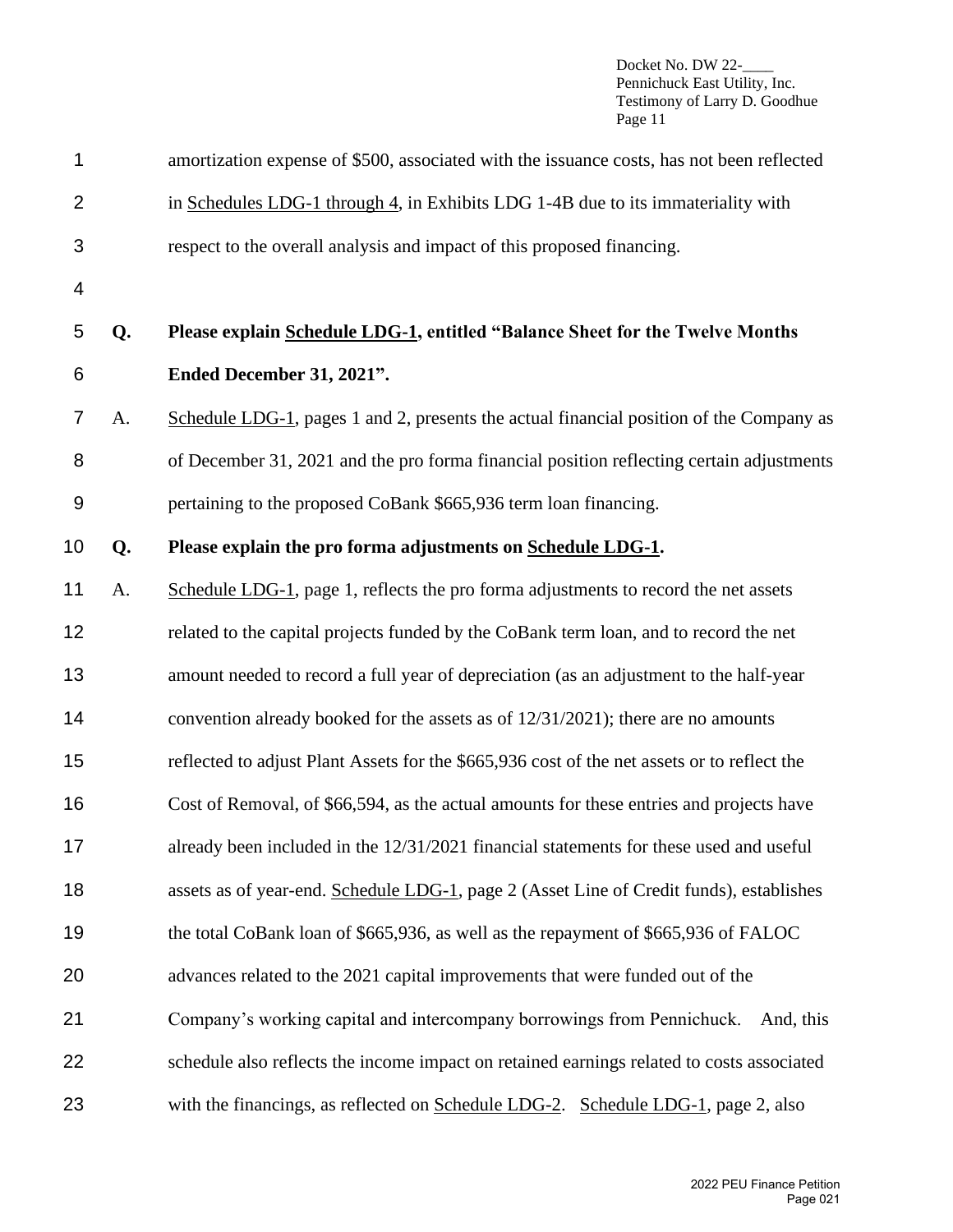amortization expense of $500, associated with the issuance costs, has not been reflected in Schedules LDG-1 through 4, in Exhibits LDG 1-4B due to its immateriality with respect to the overall analysis and impact of this proposed financing.

**Q. Please explain Schedule LDG-1, entitled "Balance Sheet for the Twelve Months Ended December 31, 2021".**

A. Schedule LDG-1, pages 1 and 2, presents the actual financial position of the Company as of December 31, 2021 and the pro forma financial position reflecting certain adjustments pertaining to the proposed CoBank $665,936 term loan financing.

**Q. Please explain the pro forma adjustments on Schedule LDG-1.**

A. Schedule LDG-1, page 1, reflects the pro forma adjustments to record the net assets related to the capital projects funded by the CoBank term loan, and to record the net amount needed to record a full year of depreciation (as an adjustment to the half-year convention already booked for the assets as of 12/31/2021); there are no amounts reflected to adjust Plant Assets for the $665,936 cost of the net assets or to reflect the Cost of Removal, of $66,594, as the actual amounts for these entries and projects have already been included in the 12/31/2021 financial statements for these used and useful assets as of year-end. Schedule LDG-1, page 2 (Asset Line of Credit funds), establishes the total CoBank loan of $665,936, as well as the repayment of $665,936 of FALOC advances related to the 2021 capital improvements that were funded out of the Company's working capital and intercompany borrowings from Pennichuck. And, this schedule also reflects the income impact on retained earnings related to costs associated with the financings, as reflected on Schedule LDG-2. Schedule LDG-1, page 2, also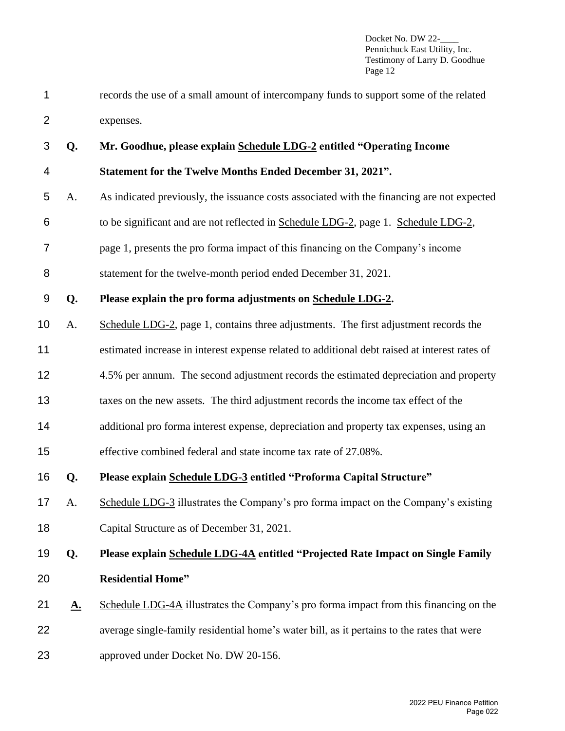records the use of a small amount of intercompany funds to support some of the related expenses.

**Q. Mr. Goodhue, please explain Schedule LDG-2 entitled "Operating Income Statement for the Twelve Months Ended December 31, 2021".**

A. As indicated previously, the issuance costs associated with the financing are not expected to be significant and are not reflected in Schedule LDG-2, page 1. Schedule LDG-2, page 1, presents the pro forma impact of this financing on the Company's income statement for the twelve-month period ended December 31, 2021.

**Q. Please explain the pro forma adjustments on Schedule LDG-2.**

A. Schedule LDG-2, page 1, contains three adjustments. The first adjustment records the estimated increase in interest expense related to additional debt raised at interest rates of 4.5% per annum. The second adjustment records the estimated depreciation and property taxes on the new assets. The third adjustment records the income tax effect of the additional pro forma interest expense, depreciation and property tax expenses, using an effective combined federal and state income tax rate of 27.08%.

**Q. Please explain Schedule LDG-3 entitled "Proforma Capital Structure"**

A. Schedule LDG-3 illustrates the Company's pro forma impact on the Company's existing Capital Structure as of December 31, 2021.

**Q. Please explain Schedule LDG-4A entitled "Projected Rate Impact on Single Family Residential Home"**

**A.** Schedule LDG-4A illustrates the Company's pro forma impact from this financing on the average single-family residential home's water bill, as it pertains to the rates that were approved under Docket No. DW 20-156.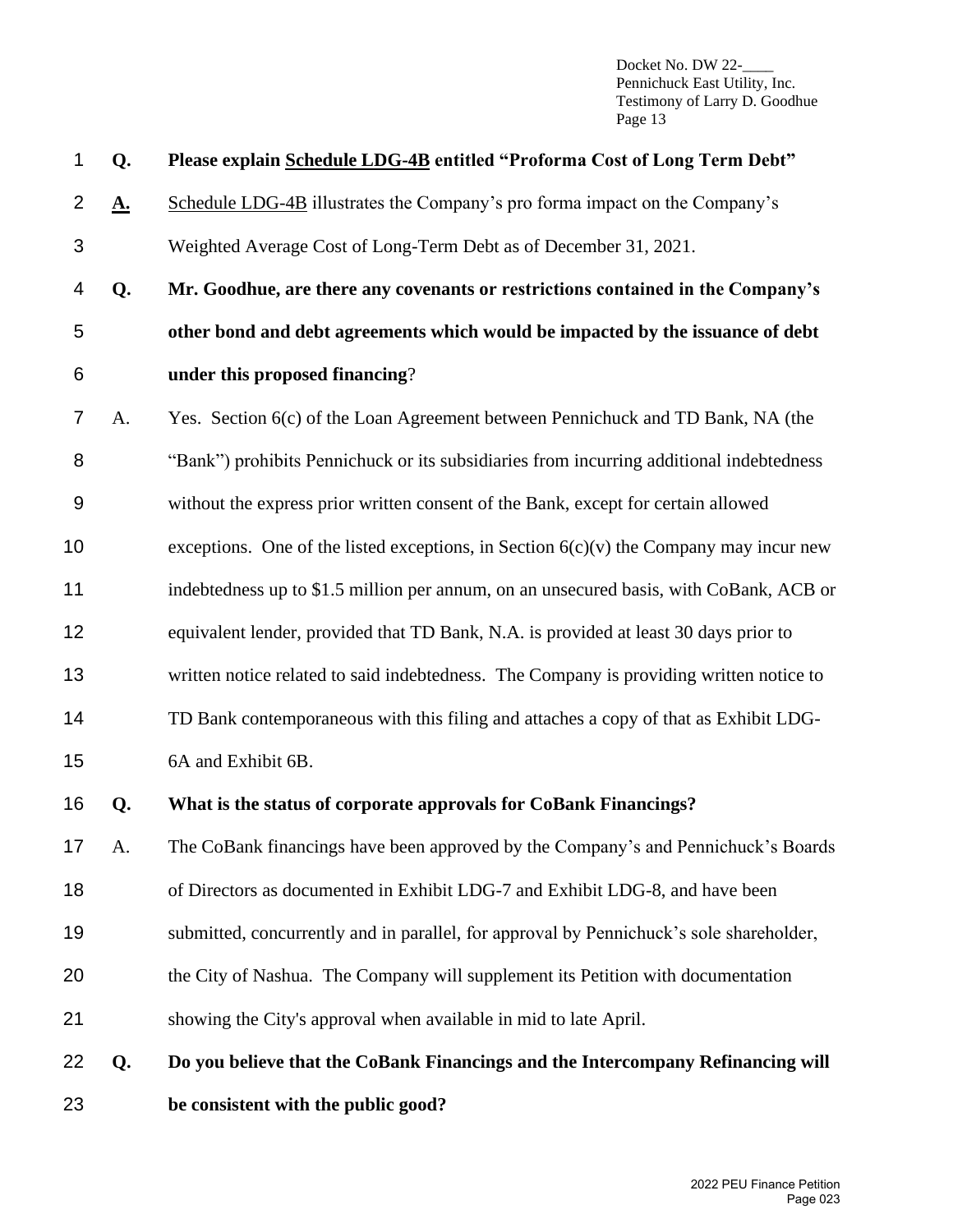**Q. Please explain Schedule LDG-4B entitled "Proforma Cost of Long Term Debt"**

A. Schedule LDG-4B illustrates the Company's pro forma impact on the Company's Weighted Average Cost of Long-Term Debt as of December 31, 2021.

**Q. Mr. Goodhue, are there any covenants or restrictions contained in the Company's other bond and debt agreements which would be impacted by the issuance of debt under this proposed financing?**

A. Yes. Section 6(c) of the Loan Agreement between Pennichuck and TD Bank, NA (the "Bank") prohibits Pennichuck or its subsidiaries from incurring additional indebtedness without the express prior written consent of the Bank, except for certain allowed exceptions. One of the listed exceptions, in Section 6(c)(v) the Company may incur new indebtedness up to $1.5 million per annum, on an unsecured basis, with CoBank, ACB or equivalent lender, provided that TD Bank, N.A. is provided at least 30 days prior to written notice related to said indebtedness. The Company is providing written notice to TD Bank contemporaneous with this filing and attaches a copy of that as Exhibit LDG-6A and Exhibit 6B.

**Q. What is the status of corporate approvals for CoBank Financings?**

A. The CoBank financings have been approved by the Company's and Pennichuck's Boards of Directors as documented in Exhibit LDG-7 and Exhibit LDG-8, and have been submitted, concurrently and in parallel, for approval by Pennichuck's sole shareholder, the City of Nashua. The Company will supplement its Petition with documentation showing the City's approval when available in mid to late April.

**Q. Do you believe that the CoBank Financings and the Intercompany Refinancing will be consistent with the public good?**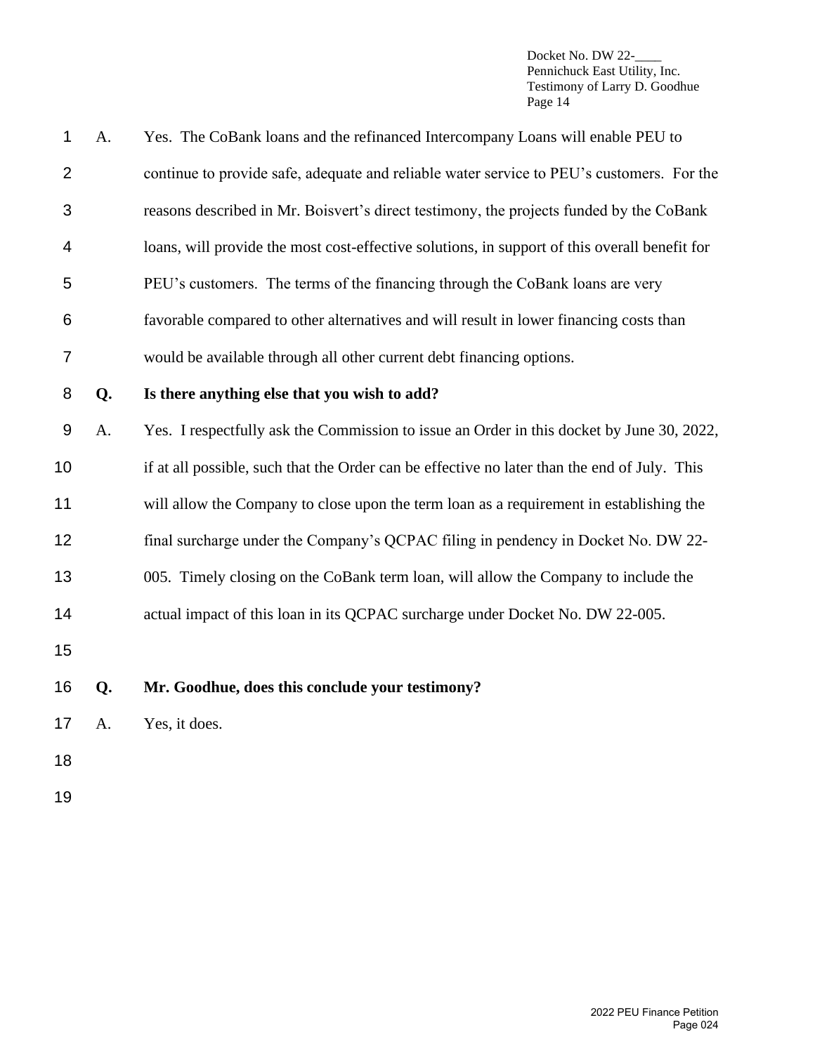A. Yes. The CoBank loans and the refinanced Intercompany Loans will enable PEU to continue to provide safe, adequate and reliable water service to PEU's customers. For the reasons described in Mr. Boisvert's direct testimony, the projects funded by the CoBank loans, will provide the most cost-effective solutions, in support of this overall benefit for PEU's customers. The terms of the financing through the CoBank loans are very favorable compared to other alternatives and will result in lower financing costs than would be available through all other current debt financing options.

**Q. Is there anything else that you wish to add?**

A. Yes. I respectfully ask the Commission to issue an Order in this docket by June 30, 2022, if at all possible, such that the Order can be effective no later than the end of July. This will allow the Company to close upon the term loan as a requirement in establishing the final surcharge under the Company's QCPAC filing in pendency in Docket No. DW 22-005. Timely closing on the CoBank term loan, will allow the Company to include the actual impact of this loan in its QCPAC surcharge under Docket No. DW 22-005.

**Q. Mr. Goodhue, does this conclude your testimony?**

A. Yes, it does.